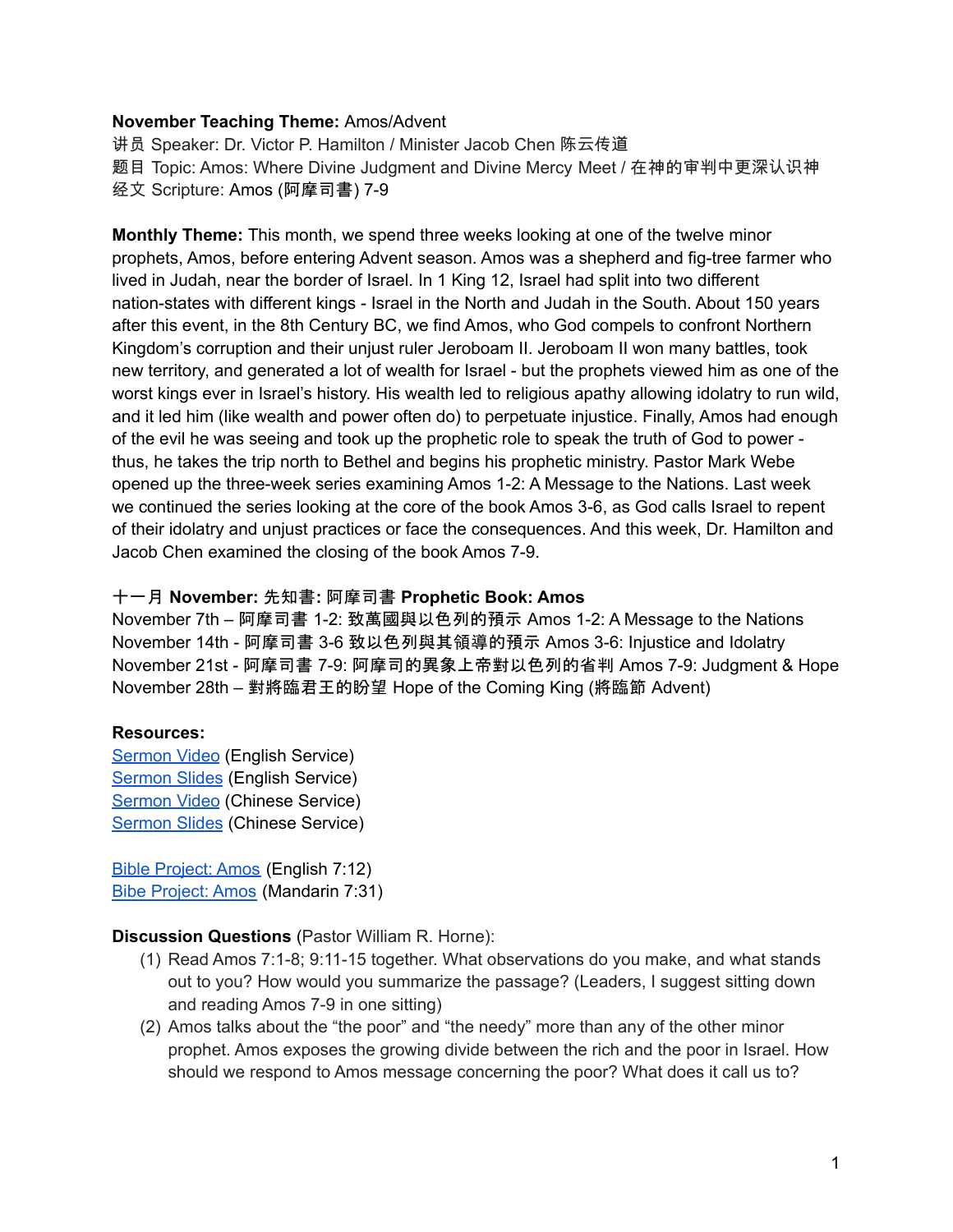**November Teaching Theme:** Amos/Advent
讲员 Speaker: Dr. Victor P. Hamilton / Minister Jacob Chen 陈云传道
题目 Topic: Amos: Where Divine Judgment and Divine Mercy Meet / 在神的审判中更深认识神
经文 Scripture: Amos (阿摩司書) 7-9

**Monthly Theme:** This month, we spend three weeks looking at one of the twelve minor prophets, Amos, before entering Advent season. Amos was a shepherd and fig-tree farmer who lived in Judah, near the border of Israel. In 1 King 12, Israel had split into two different nation-states with different kings - Israel in the North and Judah in the South. About 150 years after this event, in the 8th Century BC, we find Amos, who God compels to confront Northern Kingdom's corruption and their unjust ruler Jeroboam II. Jeroboam II won many battles, took new territory, and generated a lot of wealth for Israel - but the prophets viewed him as one of the worst kings ever in Israel's history. His wealth led to religious apathy allowing idolatry to run wild, and it led him (like wealth and power often do) to perpetuate injustice. Finally, Amos had enough of the evil he was seeing and took up the prophetic role to speak the truth of God to power - thus, he takes the trip north to Bethel and begins his prophetic ministry. Pastor Mark Webe opened up the three-week series examining Amos 1-2: A Message to the Nations. Last week we continued the series looking at the core of the book Amos 3-6, as God calls Israel to repent of their idolatry and unjust practices or face the consequences. And this week, Dr. Hamilton and Jacob Chen examined the closing of the book Amos 7-9.

**十一月 November: 先知書: 阿摩司書 Prophetic Book: Amos**
November 7th – 阿摩司書 1-2: 致萬國與以色列的預示 Amos 1-2: A Message to the Nations
November 14th - 阿摩司書 3-6 致以色列與其領導的預示 Amos 3-6: Injustice and Idolatry
November 21st - 阿摩司書 7-9: 阿摩司的異象上帝對以色列的省判 Amos 7-9: Judgment & Hope
November 28th – 對將臨君王的盼望 Hope of the Coming King (將臨節 Advent)

**Resources:**
Sermon Video (English Service)
Sermon Slides (English Service)
Sermon Video (Chinese Service)
Sermon Slides (Chinese Service)

Bible Project: Amos (English 7:12)
Bibe Project: Amos (Mandarin 7:31)

**Discussion Questions** (Pastor William R. Horne):

(1) Read Amos 7:1-8; 9:11-15 together. What observations do you make, and what stands out to you? How would you summarize the passage? (Leaders, I suggest sitting down and reading Amos 7-9 in one sitting)

(2) Amos talks about the "the poor" and "the needy" more than any of the other minor prophet. Amos exposes the growing divide between the rich and the poor in Israel. How should we respond to Amos message concerning the poor? What does it call us to?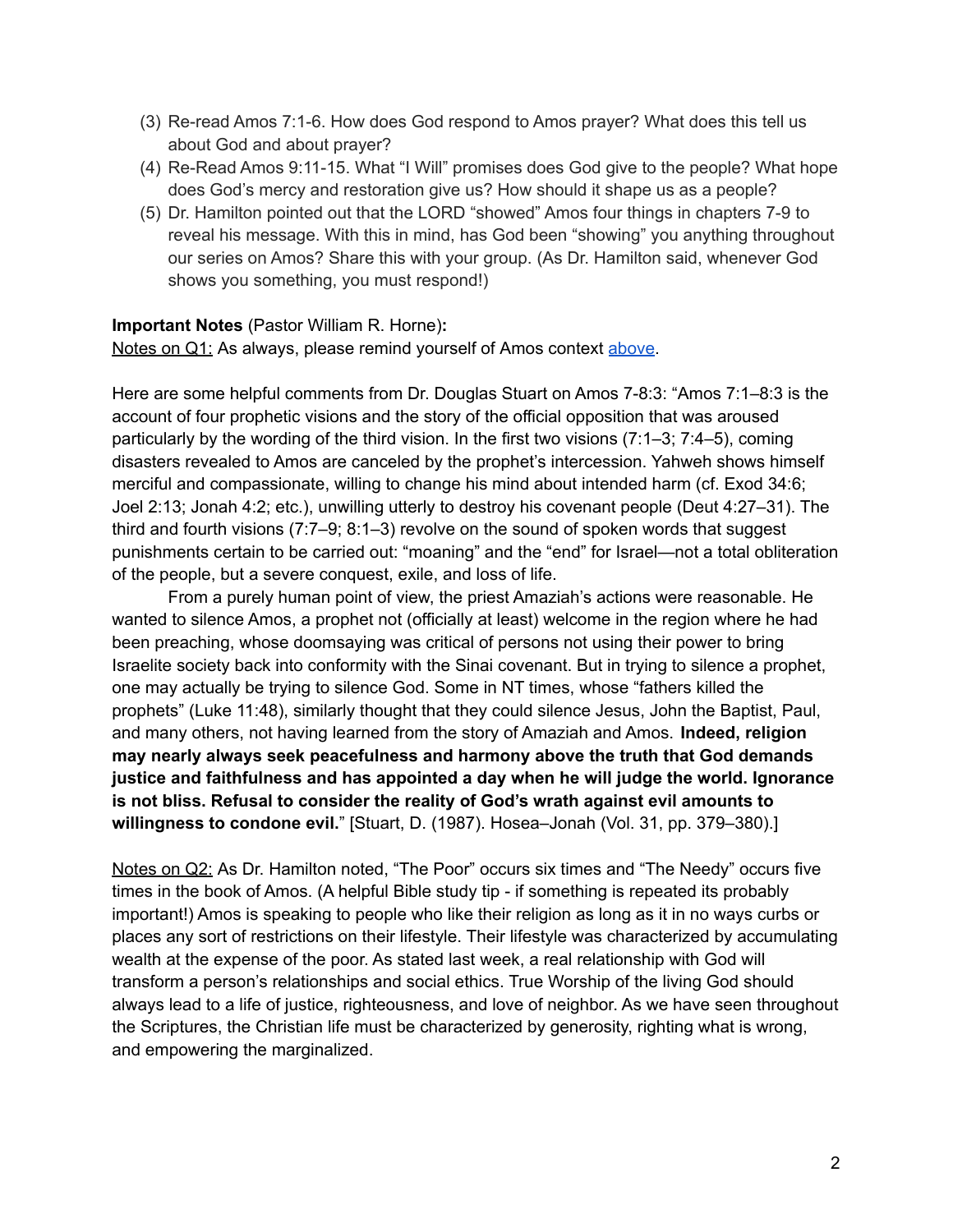(3) Re-read Amos 7:1-6. How does God respond to Amos prayer? What does this tell us about God and about prayer?
(4) Re-Read Amos 9:11-15. What "I Will" promises does God give to the people? What hope does God's mercy and restoration give us? How should it shape us as a people?
(5) Dr. Hamilton pointed out that the LORD "showed" Amos four things in chapters 7-9 to reveal his message. With this in mind, has God been "showing" you anything throughout our series on Amos? Share this with your group. (As Dr. Hamilton said, whenever God shows you something, you must respond!)

**Important Notes** (Pastor William R. Horne)**:**

Notes on Q1: As always, please remind yourself of Amos context above.

Here are some helpful comments from Dr. Douglas Stuart on Amos 7-8:3: "Amos 7:1–8:3 is the account of four prophetic visions and the story of the official opposition that was aroused particularly by the wording of the third vision. In the first two visions (7:1–3; 7:4–5), coming disasters revealed to Amos are canceled by the prophet's intercession. Yahweh shows himself merciful and compassionate, willing to change his mind about intended harm (cf. Exod 34:6; Joel 2:13; Jonah 4:2; etc.), unwilling utterly to destroy his covenant people (Deut 4:27–31). The third and fourth visions (7:7–9; 8:1–3) revolve on the sound of spoken words that suggest punishments certain to be carried out: "moaning" and the "end" for Israel—not a total obliteration of the people, but a severe conquest, exile, and loss of life.

From a purely human point of view, the priest Amaziah's actions were reasonable. He wanted to silence Amos, a prophet not (officially at least) welcome in the region where he had been preaching, whose doomsaying was critical of persons not using their power to bring Israelite society back into conformity with the Sinai covenant. But in trying to silence a prophet, one may actually be trying to silence God. Some in NT times, whose "fathers killed the prophets" (Luke 11:48), similarly thought that they could silence Jesus, John the Baptist, Paul, and many others, not having learned from the story of Amaziah and Amos. **Indeed, religion may nearly always seek peacefulness and harmony above the truth that God demands justice and faithfulness and has appointed a day when he will judge the world. Ignorance is not bliss. Refusal to consider the reality of God's wrath against evil amounts to willingness to condone evil.**" [Stuart, D. (1987). Hosea–Jonah (Vol. 31, pp. 379–380).]

Notes on Q2: As Dr. Hamilton noted, "The Poor" occurs six times and "The Needy" occurs five times in the book of Amos. (A helpful Bible study tip - if something is repeated its probably important!) Amos is speaking to people who like their religion as long as it in no ways curbs or places any sort of restrictions on their lifestyle. Their lifestyle was characterized by accumulating wealth at the expense of the poor. As stated last week, a real relationship with God will transform a person's relationships and social ethics. True Worship of the living God should always lead to a life of justice, righteousness, and love of neighbor. As we have seen throughout the Scriptures, the Christian life must be characterized by generosity, righting what is wrong, and empowering the marginalized.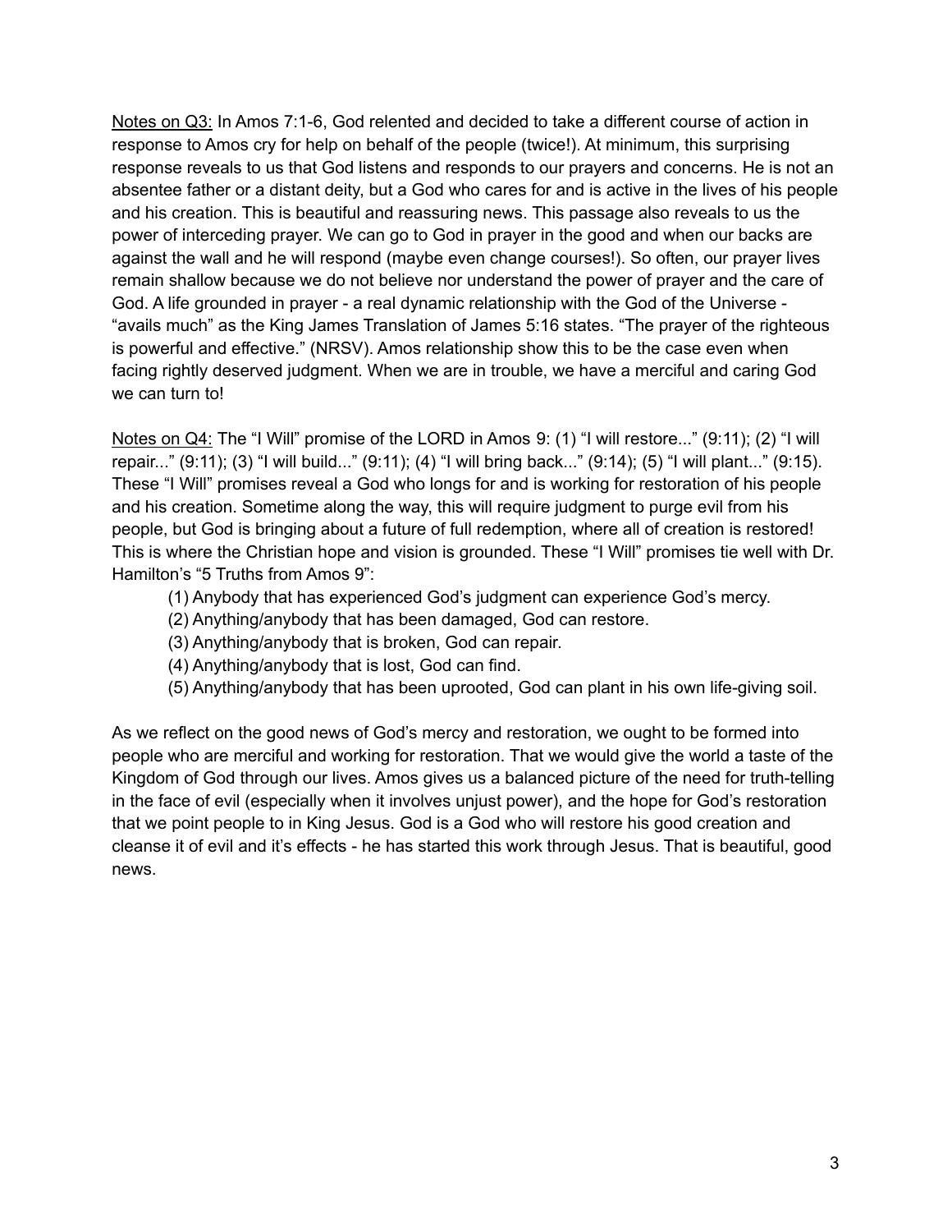<u>Notes on Q3:</u> In Amos 7:1-6, God relented and decided to take a different course of action in response to Amos cry for help on behalf of the people (twice!). At minimum, this surprising response reveals to us that God listens and responds to our prayers and concerns. He is not an absentee father or a distant deity, but a God who cares for and is active in the lives of his people and his creation. This is beautiful and reassuring news. This passage also reveals to us the power of interceding prayer. We can go to God in prayer in the good and when our backs are against the wall and he will respond (maybe even change courses!). So often, our prayer lives remain shallow because we do not believe nor understand the power of prayer and the care of God. A life grounded in prayer - a real dynamic relationship with the God of the Universe - "avails much" as the King James Translation of James 5:16 states. "The prayer of the righteous is powerful and effective." (NRSV). Amos relationship show this to be the case even when facing rightly deserved judgment. When we are in trouble, we have a merciful and caring God we can turn to!

<u>Notes on Q4:</u> The "I Will" promise of the LORD in Amos 9: (1) "I will restore..." (9:11); (2) "I will repair..." (9:11); (3) "I will build..." (9:11); (4) "I will bring back..." (9:14); (5) "I will plant..." (9:15). These "I Will" promises reveal a God who longs for and is working for restoration of his people and his creation. Sometime along the way, this will require judgment to purge evil from his people, but God is bringing about a future of full redemption, where all of creation is restored! This is where the Christian hope and vision is grounded. These "I Will" promises tie well with Dr. Hamilton's "5 Truths from Amos 9":

(1) Anybody that has experienced God's judgment can experience God's mercy.
(2) Anything/anybody that has been damaged, God can restore.
(3) Anything/anybody that is broken, God can repair.
(4) Anything/anybody that is lost, God can find.
(5) Anything/anybody that has been uprooted, God can plant in his own life-giving soil.

As we reflect on the good news of God's mercy and restoration, we ought to be formed into people who are merciful and working for restoration. That we would give the world a taste of the Kingdom of God through our lives. Amos gives us a balanced picture of the need for truth-telling in the face of evil (especially when it involves unjust power), and the hope for God's restoration that we point people to in King Jesus. God is a God who will restore his good creation and cleanse it of evil and it's effects - he has started this work through Jesus. That is beautiful, good news.